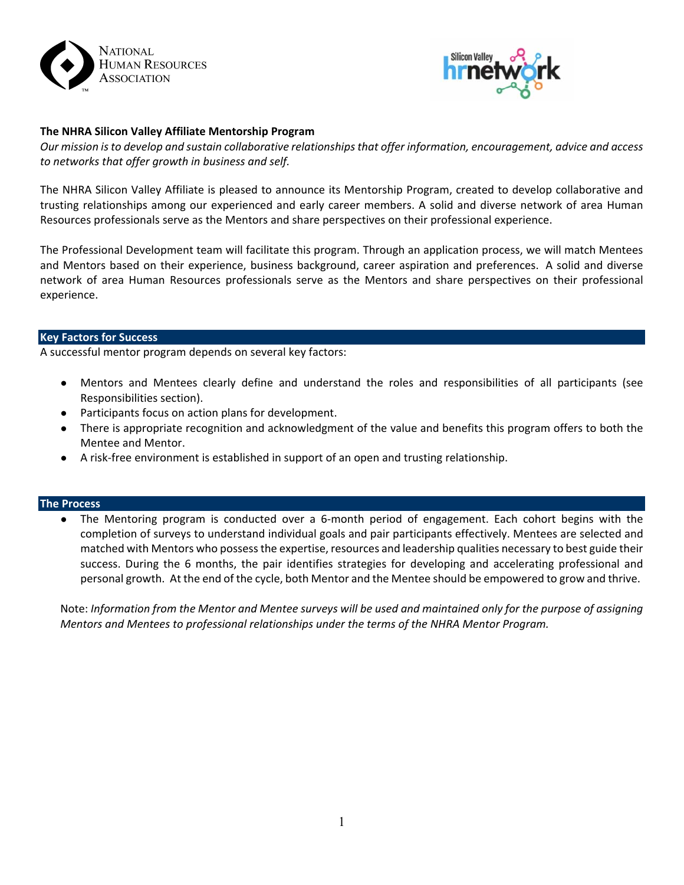NATIONAL HUMAN RESOURCES ASSOCIATION

Silicon Valley hrnetwork

**The NHRA Silicon Valley Affiliate Mentorship Program**

*Our mission is to develop and sustain collaborative relationships that offer information, encouragement, advice and access to networks that offer growth in business and self.*

The NHRA Silicon Valley Affiliate is pleased to announce its Mentorship Program, created to develop collaborative and trusting relationships among our experienced and early career members. A solid and diverse network of area Human Resources professionals serve as the Mentors and share perspectives on their professional experience.

The Professional Development team will facilitate this program. Through an application process, we will match Mentees and Mentors based on their experience, business background, career aspiration and preferences. A solid and diverse network of area Human Resources professionals serve as the Mentors and share perspectives on their professional experience.

## Key Factors for Success

A successful mentor program depends on several key factors:

- Mentors and Mentees clearly define and understand the roles and responsibilities of all participants (see Responsibilities section).
- Participants focus on action plans for development.
- There is appropriate recognition and acknowledgment of the value and benefits this program offers to both the Mentee and Mentor.
- A risk-free environment is established in support of an open and trusting relationship.

## The Process

- The Mentoring program is conducted over a 6-month period of engagement. Each cohort begins with the completion of surveys to understand individual goals and pair participants effectively. Mentees are selected and matched with Mentors who possess the expertise, resources and leadership qualities necessary to best guide their success. During the 6 months, the pair identifies strategies for developing and accelerating professional and personal growth. At the end of the cycle, both Mentor and the Mentee should be empowered to grow and thrive.

Note: *Information from the Mentor and Mentee surveys will be used and maintained only for the purpose of assigning Mentors and Mentees to professional relationships under the terms of the NHRA Mentor Program.*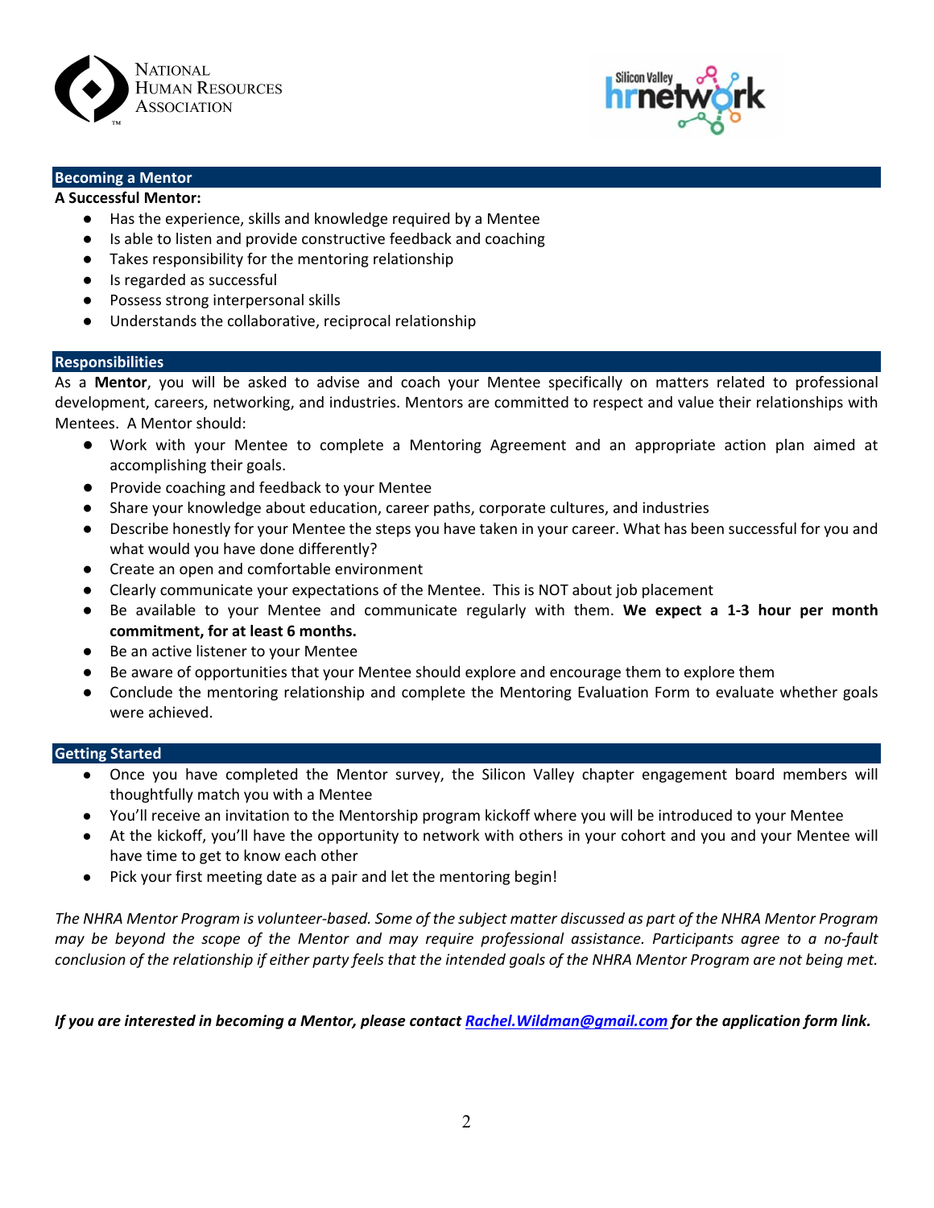National Human Resources Association

Silicon Valley hrnetwork

## Becoming a Mentor

**A Successful Mentor:**

- Has the experience, skills and knowledge required by a Mentee
- Is able to listen and provide constructive feedback and coaching
- Takes responsibility for the mentoring relationship
- Is regarded as successful
- Possess strong interpersonal skills
- Understands the collaborative, reciprocal relationship

## Responsibilities

As a **Mentor**, you will be asked to advise and coach your Mentee specifically on matters related to professional development, careers, networking, and industries. Mentors are committed to respect and value their relationships with Mentees. A Mentor should:

- Work with your Mentee to complete a Mentoring Agreement and an appropriate action plan aimed at accomplishing their goals.
- Provide coaching and feedback to your Mentee
- Share your knowledge about education, career paths, corporate cultures, and industries
- Describe honestly for your Mentee the steps you have taken in your career. What has been successful for you and what would you have done differently?
- Create an open and comfortable environment
- Clearly communicate your expectations of the Mentee. This is NOT about job placement
- Be available to your Mentee and communicate regularly with them. **We expect a 1-3 hour per month commitment, for at least 6 months.**
- Be an active listener to your Mentee
- Be aware of opportunities that your Mentee should explore and encourage them to explore them
- Conclude the mentoring relationship and complete the Mentoring Evaluation Form to evaluate whether goals were achieved.

## Getting Started

- Once you have completed the Mentor survey, the Silicon Valley chapter engagement board members will thoughtfully match you with a Mentee
- You'll receive an invitation to the Mentorship program kickoff where you will be introduced to your Mentee
- At the kickoff, you'll have the opportunity to network with others in your cohort and you and your Mentee will have time to get to know each other
- Pick your first meeting date as a pair and let the mentoring begin!

*The NHRA Mentor Program is volunteer-based. Some of the subject matter discussed as part of the NHRA Mentor Program may be beyond the scope of the Mentor and may require professional assistance. Participants agree to a no-fault conclusion of the relationship if either party feels that the intended goals of the NHRA Mentor Program are not being met.*

***If you are interested in becoming a Mentor, please contact Rachel.Wildman@gmail.com for the application form link.***